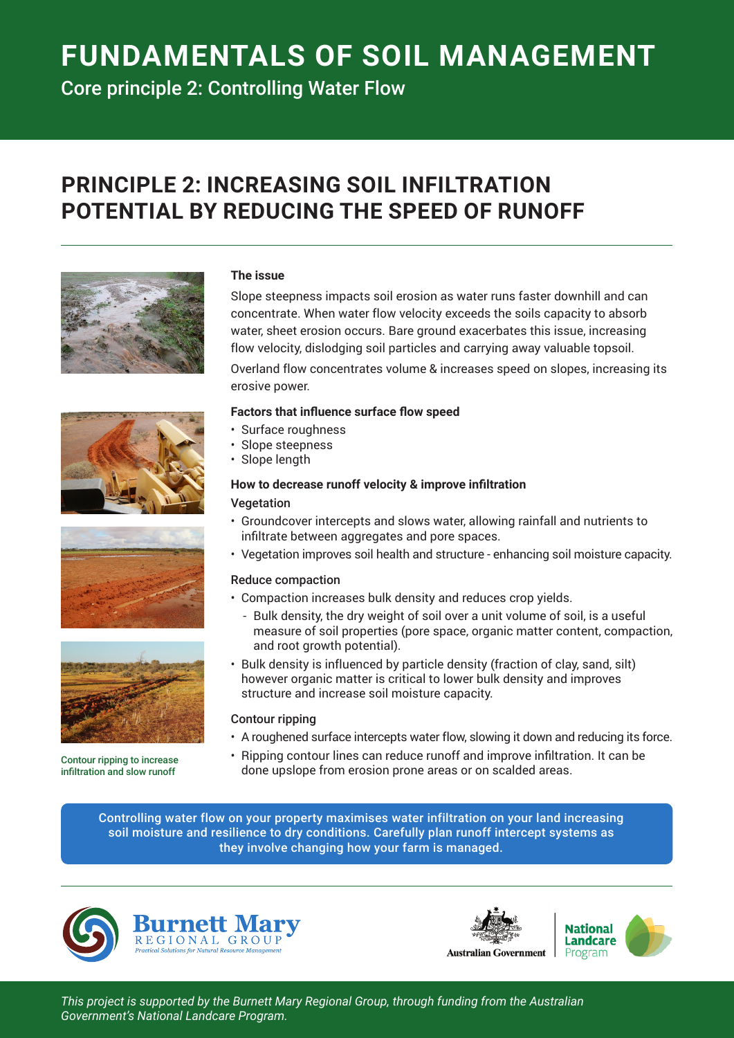# FUNDAMENTALS OF SOIL MANAGEMENT

Core principle 2: Controlling Water Flow

## PRINCIPLE 2: INCREASING SOIL INFILTRATION POTENTIAL BY REDUCING THE SPEED OF RUNOFF

### The issue

Slope steepness impacts soil erosion as water runs faster downhill and can concentrate. When water flow velocity exceeds the soils capacity to absorb water, sheet erosion occurs. Bare ground exacerbates this issue, increasing flow velocity, dislodging soil particles and carrying away valuable topsoil.

Overland flow concentrates volume & increases speed on slopes, increasing its erosive power.

### Factors that influence surface flow speed

- Surface roughness
- Slope steepness
- Slope length

### How to decrease runoff velocity & improve infiltration

#### Vegetation

- Groundcover intercepts and slows water, allowing rainfall and nutrients to infiltrate between aggregates and pore spaces.
- Vegetation improves soil health and structure - enhancing soil moisture capacity.

#### Reduce compaction

- Compaction increases bulk density and reduces crop yields.
  - Bulk density, the dry weight of soil over a unit volume of soil, is a useful measure of soil properties (pore space, organic matter content, compaction, and root growth potential).
- Bulk density is influenced by particle density (fraction of clay, sand, silt) however organic matter is critical to lower bulk density and improves structure and increase soil moisture capacity.

#### Contour ripping

- A roughened surface intercepts water flow, slowing it down and reducing its force.
- Ripping contour lines can reduce runoff and improve infiltration. It can be done upslope from erosion prone areas or on scalded areas.

Contour ripping to increase infiltration and slow runoff

**Controlling water flow on your property maximises water infiltration on your land increasing soil moisture and resilience to dry conditions. Carefully plan runoff intercept systems as they involve changing how your farm is managed.**

Burnett Mary Regional Group – Practical Solutions for Natural Resource Management

Australian Government | National Landcare Program

*This project is supported by the Burnett Mary Regional Group, through funding from the Australian Government's National Landcare Program.*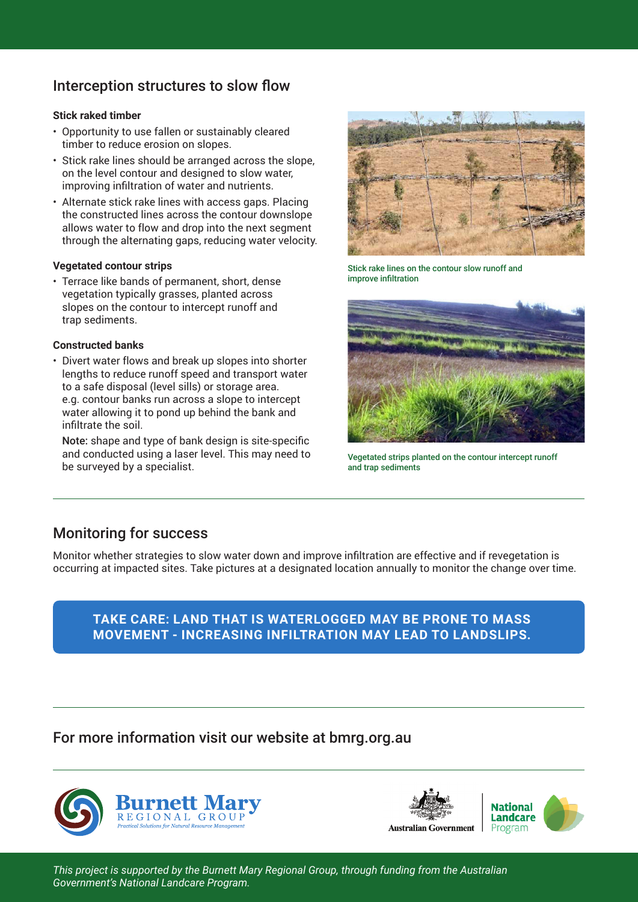## Interception structures to slow flow

### Stick raked timber

- Opportunity to use fallen or sustainably cleared timber to reduce erosion on slopes.
- Stick rake lines should be arranged across the slope, on the level contour and designed to slow water, improving infiltration of water and nutrients.
- Alternate stick rake lines with access gaps. Placing the constructed lines across the contour downslope allows water to flow and drop into the next segment through the alternating gaps, reducing water velocity.

### Vegetated contour strips

- Terrace like bands of permanent, short, dense vegetation typically grasses, planted across slopes on the contour to intercept runoff and trap sediments.

### Constructed banks

- Divert water flows and break up slopes into shorter lengths to reduce runoff speed and transport water to a safe disposal (level sills) or storage area. e.g. contour banks run across a slope to intercept water allowing it to pond up behind the bank and infiltrate the soil.

  **Note:** shape and type of bank design is site-specific and conducted using a laser level. This may need to be surveyed by a specialist.

Stick rake lines on the contour slow runoff and improve infiltration

Vegetated strips planted on the contour intercept runoff and trap sediments

## Monitoring for success

Monitor whether strategies to slow water down and improve infiltration are effective and if revegetation is occurring at impacted sites. Take pictures at a designated location annually to monitor the change over time.

**TAKE CARE: LAND THAT IS WATERLOGGED MAY BE PRONE TO MASS MOVEMENT - INCREASING INFILTRATION MAY LEAD TO LANDSLIPS.**

## For more information visit our website at bmrg.org.au

Burnett Mary REGIONAL GROUP
Practical Solutions for Natural Resource Management

Australian Government

National Landcare Program

*This project is supported by the Burnett Mary Regional Group, through funding from the Australian Government's National Landcare Program.*